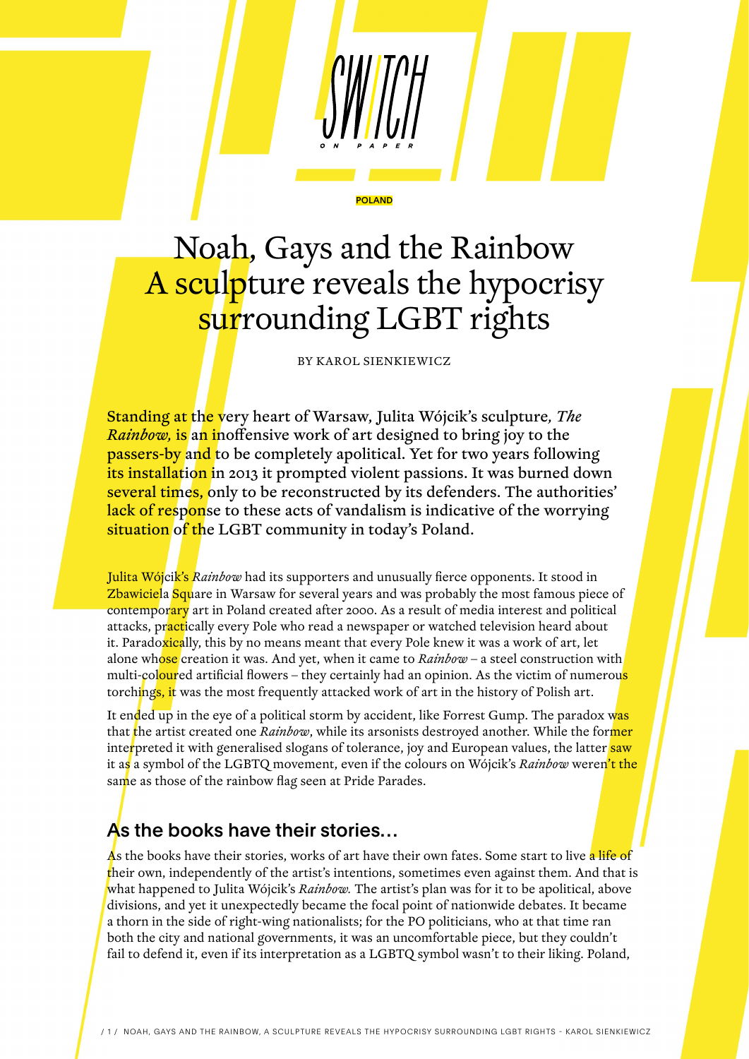POLAND

# Noah, Gays and the Rainbow
# A sculpture reveals the hypocrisy surrounding LGBT rights

BY KAROL SIENKIEWICZ

**Standing at the very heart of Warsaw, Julita Wójcik's sculpture, *The Rainbow,* is an inoffensive work of art designed to bring joy to the passers-by and to be completely apolitical. Yet for two years following its installation in 2013 it prompted violent passions. It was burned down several times, only to be reconstructed by its defenders. The authorities' lack of response to these acts of vandalism is indicative of the worrying situation of the LGBT community in today's Poland.**

Julita Wójcik's *Rainbow* had its supporters and unusually fierce opponents. It stood in Zbawiciela Square in Warsaw for several years and was probably the most famous piece of contemporary art in Poland created after 2000. As a result of media interest and political attacks, practically every Pole who read a newspaper or watched television heard about it. Paradoxically, this by no means meant that every Pole knew it was a work of art, let alone whose creation it was. And yet, when it came to *Rainbow* – a steel construction with multi-coloured artificial flowers – they certainly had an opinion. As the victim of numerous torchings, it was the most frequently attacked work of art in the history of Polish art.

It ended up in the eye of a political storm by accident, like Forrest Gump. The paradox was that the artist created one *Rainbow*, while its arsonists destroyed another. While the former interpreted it with generalised slogans of tolerance, joy and European values, the latter saw it as a symbol of the LGBTQ movement, even if the colours on Wójcik's *Rainbow* weren't the same as those of the rainbow flag seen at Pride Parades.

## As the books have their stories...

As the books have their stories, works of art have their own fates. Some start to live a life of their own, independently of the artist's intentions, sometimes even against them. And that is what happened to Julita Wójcik's *Rainbow.* The artist's plan was for it to be apolitical, above divisions, and yet it unexpectedly became the focal point of nationwide debates. It became a thorn in the side of right-wing nationalists; for the PO politicians, who at that time ran both the city and national governments, it was an uncomfortable piece, but they couldn't fail to defend it, even if its interpretation as a LGBTQ symbol wasn't to their liking. Poland,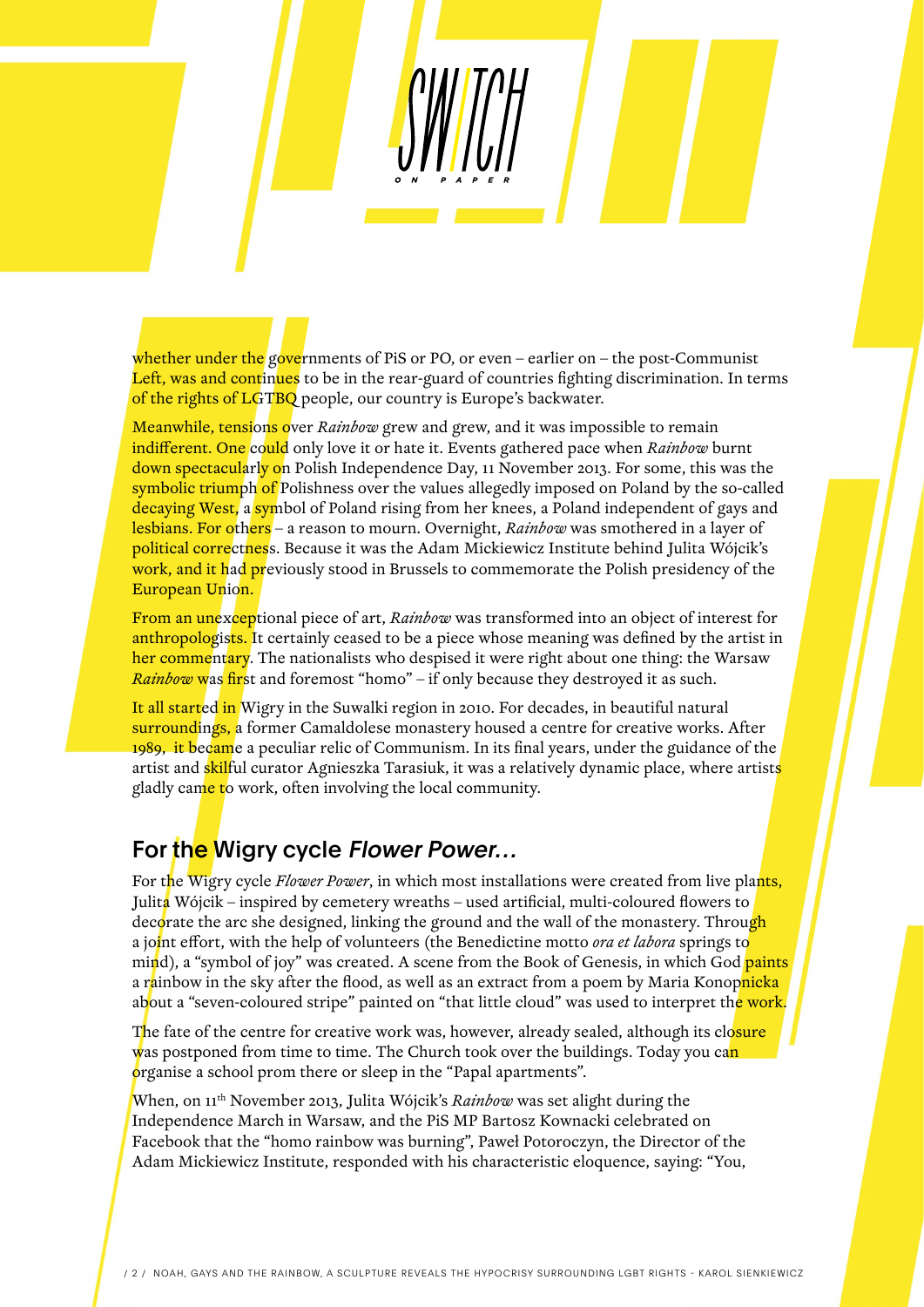whether under the governments of PiS or PO, or even – earlier on – the post-Communist Left, was and continues to be in the rear-guard of countries fighting discrimination. In terms of the rights of LGTBQ people, our country is Europe's backwater.

Meanwhile, tensions over *Rainbow* grew and grew, and it was impossible to remain indifferent. One could only love it or hate it. Events gathered pace when *Rainbow* burnt down spectacularly on Polish Independence Day, 11 November 2013. For some, this was the symbolic triumph of Polishness over the values allegedly imposed on Poland by the so-called decaying West, a symbol of Poland rising from her knees, a Poland independent of gays and lesbians. For others – a reason to mourn. Overnight, *Rainbow* was smothered in a layer of political correctness. Because it was the Adam Mickiewicz Institute behind Julita Wójcik's work, and it had previously stood in Brussels to commemorate the Polish presidency of the European Union.

From an unexceptional piece of art, *Rainbow* was transformed into an object of interest for anthropologists. It certainly ceased to be a piece whose meaning was defined by the artist in her commentary. The nationalists who despised it were right about one thing: the Warsaw *Rainbow* was first and foremost "homo" – if only because they destroyed it as such.

It all started in Wigry in the Suwalki region in 2010. For decades, in beautiful natural surroundings, a former Camaldolese monastery housed a centre for creative works. After 1989, it became a peculiar relic of Communism. In its final years, under the guidance of the artist and skilful curator Agnieszka Tarasiuk, it was a relatively dynamic place, where artists gladly came to work, often involving the local community.

## For the Wigry cycle *Flower Power*...

For the Wigry cycle *Flower Power*, in which most installations were created from live plants, Julita Wójcik – inspired by cemetery wreaths – used artificial, multi-coloured flowers to decorate the arc she designed, linking the ground and the wall of the monastery. Through a joint effort, with the help of volunteers (the Benedictine motto *ora et labora* springs to mind), a "symbol of joy" was created. A scene from the Book of Genesis, in which God paints a rainbow in the sky after the flood, as well as an extract from a poem by Maria Konopnicka about a "seven-coloured stripe" painted on "that little cloud" was used to interpret the work.

The fate of the centre for creative work was, however, already sealed, although its closure was postponed from time to time. The Church took over the buildings. Today you can organise a school prom there or sleep in the "Papal apartments".

When, on 11th November 2013, Julita Wójcik's *Rainbow* was set alight during the Independence March in Warsaw, and the PiS MP Bartosz Kownacki celebrated on Facebook that the "homo rainbow was burning", Paweł Potoroczyn, the Director of the Adam Mickiewicz Institute, responded with his characteristic eloquence, saying: "You,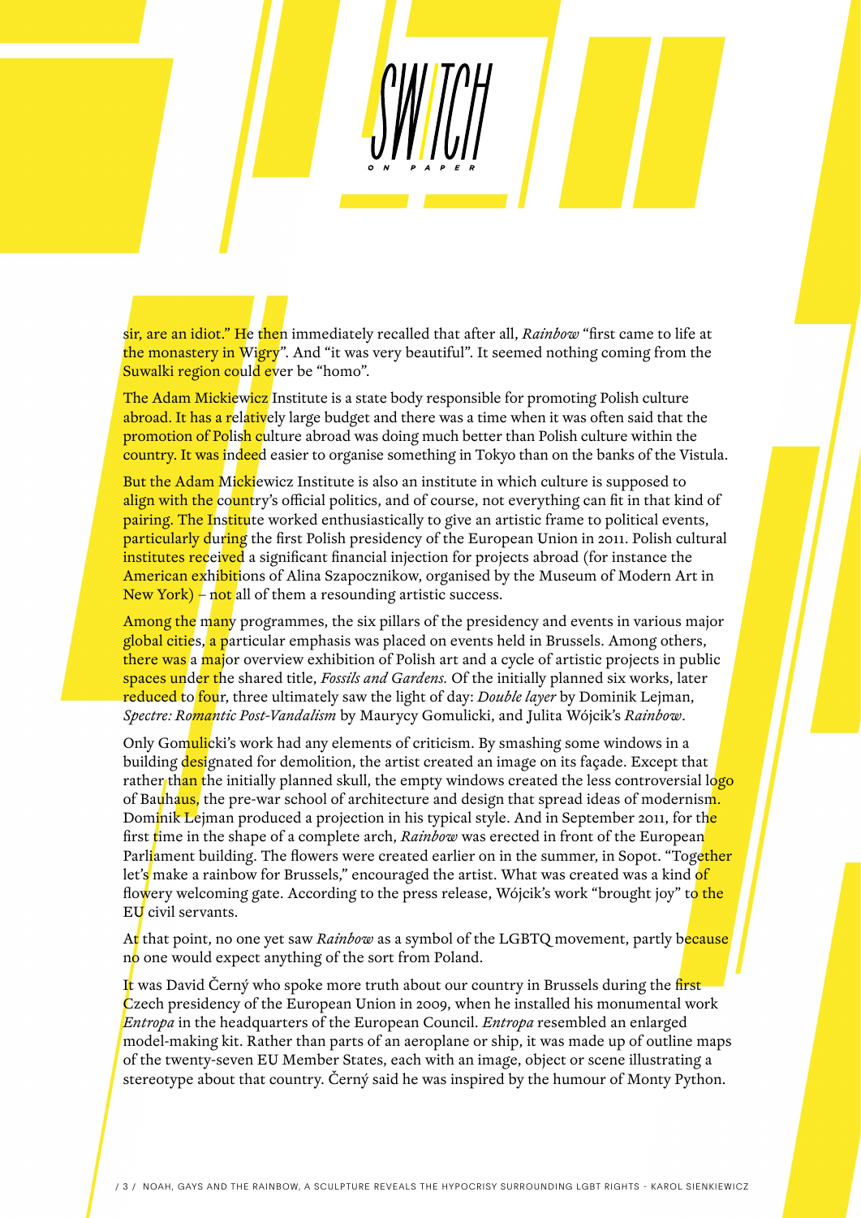sir, are an idiot." He then immediately recalled that after all, *Rainbow* "first came to life at the monastery in Wigry". And "it was very beautiful". It seemed nothing coming from the Suwalki region could ever be "homo".

The Adam Mickiewicz Institute is a state body responsible for promoting Polish culture abroad. It has a relatively large budget and there was a time when it was often said that the promotion of Polish culture abroad was doing much better than Polish culture within the country. It was indeed easier to organise something in Tokyo than on the banks of the Vistula.

But the Adam Mickiewicz Institute is also an institute in which culture is supposed to align with the country's official politics, and of course, not everything can fit in that kind of pairing. The Institute worked enthusiastically to give an artistic frame to political events, particularly during the first Polish presidency of the European Union in 2011. Polish cultural institutes received a significant financial injection for projects abroad (for instance the American exhibitions of Alina Szapocznikow, organised by the Museum of Modern Art in New York) – not all of them a resounding artistic success.

Among the many programmes, the six pillars of the presidency and events in various major global cities, a particular emphasis was placed on events held in Brussels. Among others, there was a major overview exhibition of Polish art and a cycle of artistic projects in public spaces under the shared title, *Fossils and Gardens.* Of the initially planned six works, later reduced to four, three ultimately saw the light of day: *Double layer* by Dominik Lejman, *Spectre: Romantic Post-Vandalism* by Maurycy Gomulicki, and Julita Wójcik's *Rainbow*.

Only Gomulicki's work had any elements of criticism. By smashing some windows in a building designated for demolition, the artist created an image on its façade. Except that rather than the initially planned skull, the empty windows created the less controversial logo of Bauhaus, the pre-war school of architecture and design that spread ideas of modernism. Dominik Lejman produced a projection in his typical style. And in September 2011, for the first time in the shape of a complete arch, *Rainbow* was erected in front of the European Parliament building. The flowers were created earlier on in the summer, in Sopot. "Together let's make a rainbow for Brussels," encouraged the artist. What was created was a kind of flowery welcoming gate. According to the press release, Wójcik's work "brought joy" to the EU civil servants.

At that point, no one yet saw *Rainbow* as a symbol of the LGBTQ movement, partly because no one would expect anything of the sort from Poland.

It was David Černý who spoke more truth about our country in Brussels during the first Czech presidency of the European Union in 2009, when he installed his monumental work *Entropa* in the headquarters of the European Council. *Entropa* resembled an enlarged model-making kit. Rather than parts of an aeroplane or ship, it was made up of outline maps of the twenty-seven EU Member States, each with an image, object or scene illustrating a stereotype about that country. Černý said he was inspired by the humour of Monty Python.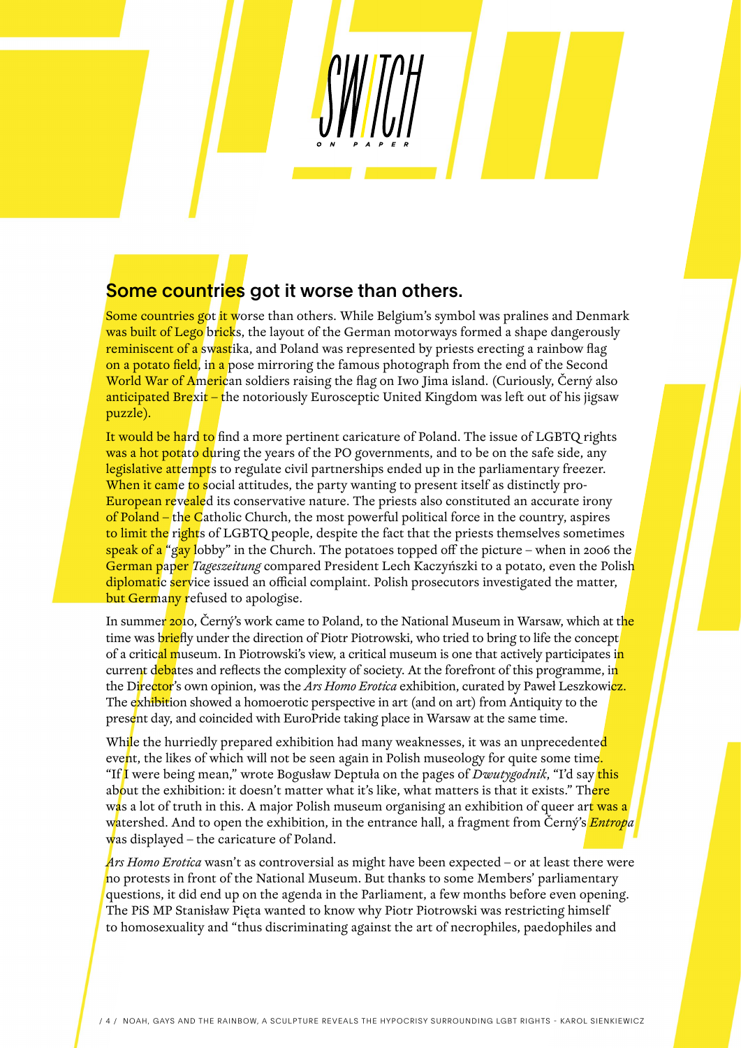## Some countries got it worse than others.

Some countries got it worse than others. While Belgium's symbol was pralines and Denmark was built of Lego bricks, the layout of the German motorways formed a shape dangerously reminiscent of a swastika, and Poland was represented by priests erecting a rainbow flag on a potato field, in a pose mirroring the famous photograph from the end of the Second World War of American soldiers raising the flag on Iwo Jima island. (Curiously, Černý also anticipated Brexit – the notoriously Eurosceptic United Kingdom was left out of his jigsaw puzzle).

It would be hard to find a more pertinent caricature of Poland. The issue of LGBTQ rights was a hot potato during the years of the PO governments, and to be on the safe side, any legislative attempts to regulate civil partnerships ended up in the parliamentary freezer. When it came to social attitudes, the party wanting to present itself as distinctly pro-European revealed its conservative nature. The priests also constituted an accurate irony of Poland – the Catholic Church, the most powerful political force in the country, aspires to limit the rights of LGBTQ people, despite the fact that the priests themselves sometimes speak of a "gay lobby" in the Church. The potatoes topped off the picture – when in 2006 the German paper *Tageszeitung* compared President Lech Kaczyński to a potato, even the Polish diplomatic service issued an official complaint. Polish prosecutors investigated the matter, but Germany refused to apologise.

In summer 2010, Černý's work came to Poland, to the National Museum in Warsaw, which at the time was briefly under the direction of Piotr Piotrowski, who tried to bring to life the concept of a critical museum. In Piotrowski's view, a critical museum is one that actively participates in current debates and reflects the complexity of society. At the forefront of this programme, in the Director's own opinion, was the *Ars Homo Erotica* exhibition, curated by Paweł Leszkowicz. The exhibition showed a homoerotic perspective in art (and on art) from Antiquity to the present day, and coincided with EuroPride taking place in Warsaw at the same time.

While the hurriedly prepared exhibition had many weaknesses, it was an unprecedented event, the likes of which will not be seen again in Polish museology for quite some time. "If I were being mean," wrote Bogusław Deptuła on the pages of *Dwutygodnik*, "I'd say this about the exhibition: it doesn't matter what it's like, what matters is that it exists." There was a lot of truth in this. A major Polish museum organising an exhibition of queer art was a watershed. And to open the exhibition, in the entrance hall, a fragment from Černý's *Entropa* was displayed – the caricature of Poland.

*Ars Homo Erotica* wasn't as controversial as might have been expected – or at least there were no protests in front of the National Museum. But thanks to some Members' parliamentary questions, it did end up on the agenda in the Parliament, a few months before even opening. The PiS MP Stanisław Pięta wanted to know why Piotr Piotrowski was restricting himself to homosexuality and "thus discriminating against the art of necrophiles, paedophiles and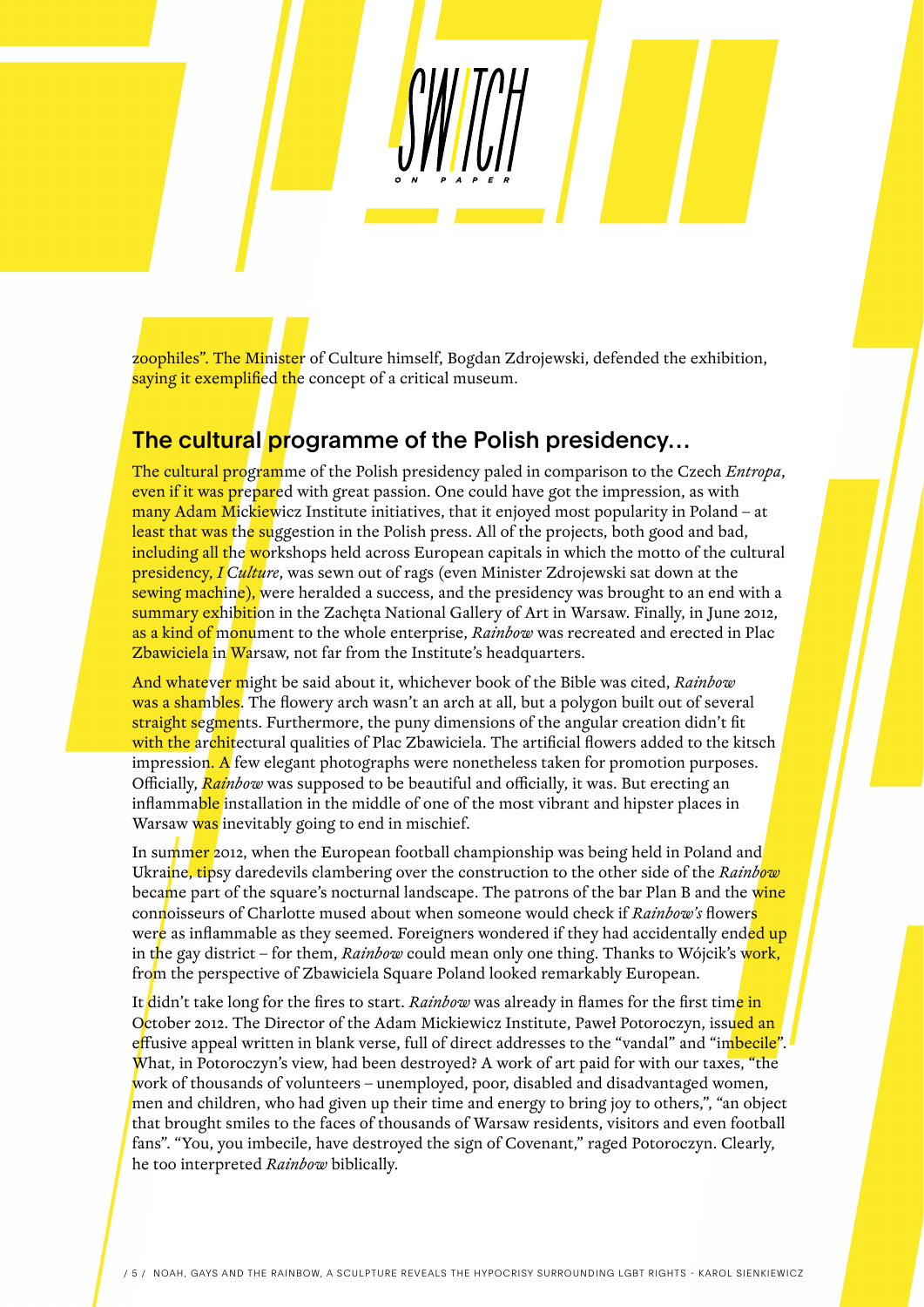zoophiles". The Minister of Culture himself, Bogdan Zdrojewski, defended the exhibition, saying it exemplified the concept of a critical museum.

## The cultural programme of the Polish presidency…

The cultural programme of the Polish presidency paled in comparison to the Czech *Entropa*, even if it was prepared with great passion. One could have got the impression, as with many Adam Mickiewicz Institute initiatives, that it enjoyed most popularity in Poland – at least that was the suggestion in the Polish press. All of the projects, both good and bad, including all the workshops held across European capitals in which the motto of the cultural presidency, *I Culture*, was sewn out of rags (even Minister Zdrojewski sat down at the sewing machine), were heralded a success, and the presidency was brought to an end with a summary exhibition in the Zachęta National Gallery of Art in Warsaw. Finally, in June 2012, as a kind of monument to the whole enterprise, *Rainbow* was recreated and erected in Plac Zbawiciela in Warsaw, not far from the Institute's headquarters.

And whatever might be said about it, whichever book of the Bible was cited, *Rainbow* was a shambles. The flowery arch wasn't an arch at all, but a polygon built out of several straight segments. Furthermore, the puny dimensions of the angular creation didn't fit with the architectural qualities of Plac Zbawiciela. The artificial flowers added to the kitsch impression. A few elegant photographs were nonetheless taken for promotion purposes. Officially, *Rainbow* was supposed to be beautiful and officially, it was. But erecting an inflammable installation in the middle of one of the most vibrant and hipster places in Warsaw was inevitably going to end in mischief.

In summer 2012, when the European football championship was being held in Poland and Ukraine, tipsy daredevils clambering over the construction to the other side of the *Rainbow* became part of the square's nocturnal landscape. The patrons of the bar Plan B and the wine connoisseurs of Charlotte mused about when someone would check if *Rainbow's* flowers were as inflammable as they seemed. Foreigners wondered if they had accidentally ended up in the gay district – for them, *Rainbow* could mean only one thing. Thanks to Wójcik's work, from the perspective of Zbawiciela Square Poland looked remarkably European.

It didn't take long for the fires to start. *Rainbow* was already in flames for the first time in October 2012. The Director of the Adam Mickiewicz Institute, Paweł Potoroczyn, issued an effusive appeal written in blank verse, full of direct addresses to the "vandal" and "imbecile". What, in Potoroczyn's view, had been destroyed? A work of art paid for with our taxes, "the work of thousands of volunteers – unemployed, poor, disabled and disadvantaged women, men and children, who had given up their time and energy to bring joy to others,", "an object that brought smiles to the faces of thousands of Warsaw residents, visitors and even football fans". "You, you imbecile, have destroyed the sign of Covenant," raged Potoroczyn. Clearly, he too interpreted *Rainbow* biblically.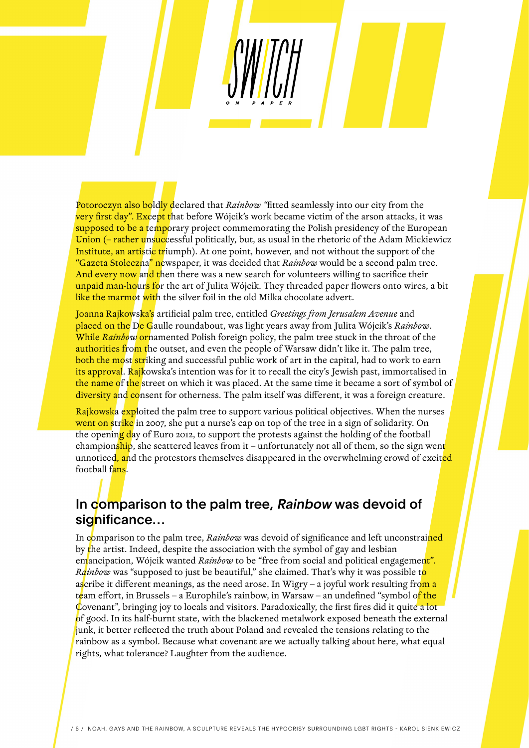Potoroczyn also boldly declared that *Rainbow* "fitted seamlessly into our city from the very first day". Except that before Wójcik's work became victim of the arson attacks, it was supposed to be a temporary project commemorating the Polish presidency of the European Union (– rather unsuccessful politically, but, as usual in the rhetoric of the Adam Mickiewicz Institute, an artistic triumph). At one point, however, and not without the support of the "Gazeta Stołeczna" newspaper, it was decided that *Rainbow* would be a second palm tree. And every now and then there was a new search for volunteers willing to sacrifice their unpaid man-hours for the art of Julita Wójcik. They threaded paper flowers onto wires, a bit like the marmot with the silver foil in the old Milka chocolate advert.

Joanna Rajkowska's artificial palm tree, entitled *Greetings from Jerusalem Avenue* and placed on the De Gaulle roundabout, was light years away from Julita Wójcik's *Rainbow*. While *Rainbow* ornamented Polish foreign policy, the palm tree stuck in the throat of the authorities from the outset, and even the people of Warsaw didn't like it. The palm tree, both the most striking and successful public work of art in the capital, had to work to earn its approval. Rajkowska's intention was for it to recall the city's Jewish past, immortalised in the name of the street on which it was placed. At the same time it became a sort of symbol of diversity and consent for otherness. The palm itself was different, it was a foreign creature.

Rajkowska exploited the palm tree to support various political objectives. When the nurses went on strike in 2007, she put a nurse's cap on top of the tree in a sign of solidarity. On the opening day of Euro 2012, to support the protests against the holding of the football championship, she scattered leaves from it – unfortunately not all of them, so the sign went unnoticed, and the protestors themselves disappeared in the overwhelming crowd of excited football fans.

## In comparison to the palm tree, *Rainbow* was devoid of significance…

In comparison to the palm tree, *Rainbow* was devoid of significance and left unconstrained by the artist. Indeed, despite the association with the symbol of gay and lesbian emancipation, Wójcik wanted *Rainbow* to be "free from social and political engagement". *Rainbow* was "supposed to just be beautiful," she claimed. That's why it was possible to ascribe it different meanings, as the need arose. In Wigry – a joyful work resulting from a team effort, in Brussels – a Europhile's rainbow, in Warsaw – an undefined "symbol of the Covenant", bringing joy to locals and visitors. Paradoxically, the first fires did it quite a lot of good. In its half-burnt state, with the blackened metalwork exposed beneath the external junk, it better reflected the truth about Poland and revealed the tensions relating to the rainbow as a symbol. Because what covenant are we actually talking about here, what equal rights, what tolerance? Laughter from the audience.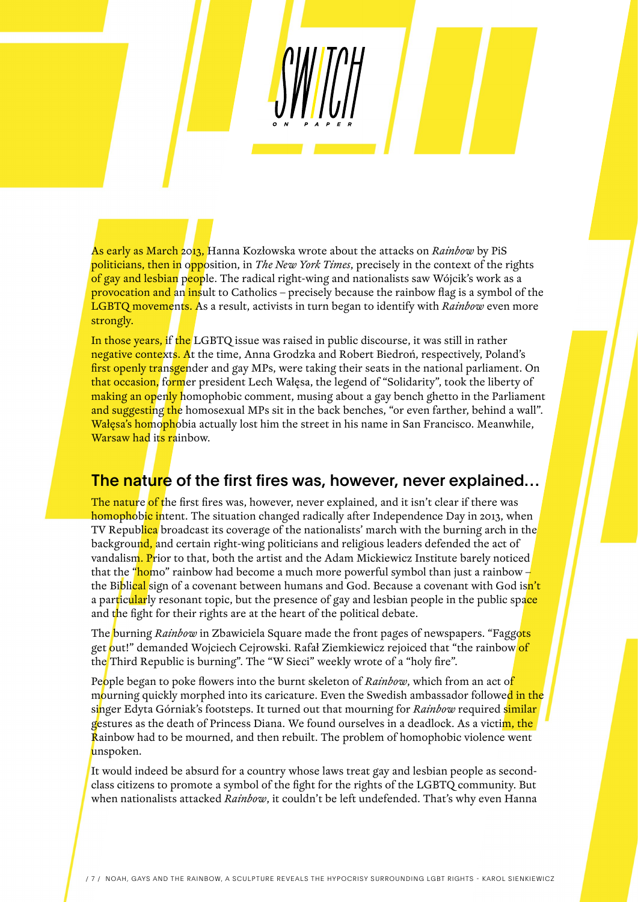As early as March 2013, Hanna Kozłowska wrote about the attacks on *Rainbow* by PiS politicians, then in opposition, in *The New York Times*, precisely in the context of the rights of gay and lesbian people. The radical right-wing and nationalists saw Wójcik's work as a provocation and an insult to Catholics – precisely because the rainbow flag is a symbol of the LGBTQ movements. As a result, activists in turn began to identify with *Rainbow* even more strongly.

In those years, if the LGBTQ issue was raised in public discourse, it was still in rather negative contexts. At the time, Anna Grodzka and Robert Biedroń, respectively, Poland's first openly transgender and gay MPs, were taking their seats in the national parliament. On that occasion, former president Lech Wałęsa, the legend of "Solidarity", took the liberty of making an openly homophobic comment, musing about a gay bench ghetto in the Parliament and suggesting the homosexual MPs sit in the back benches, "or even farther, behind a wall". Wałęsa's homophobia actually lost him the street in his name in San Francisco. Meanwhile, Warsaw had its rainbow.

## The nature of the first fires was, however, never explained…

The nature of the first fires was, however, never explained, and it isn't clear if there was homophobic intent. The situation changed radically after Independence Day in 2013, when TV Republica broadcast its coverage of the nationalists' march with the burning arch in the background, and certain right-wing politicians and religious leaders defended the act of vandalism. Prior to that, both the artist and the Adam Mickiewicz Institute barely noticed that the "homo" rainbow had become a much more powerful symbol than just a rainbow – the Biblical sign of a covenant between humans and God. Because a covenant with God isn't a particularly resonant topic, but the presence of gay and lesbian people in the public space and the fight for their rights are at the heart of the political debate.

The burning *Rainbow* in Zbawiciela Square made the front pages of newspapers. "Faggots get out!" demanded Wojciech Cejrowski. Rafał Ziemkiewicz rejoiced that "the rainbow of the Third Republic is burning". The "W Sieci" weekly wrote of a "holy fire".

People began to poke flowers into the burnt skeleton of *Rainbow*, which from an act of mourning quickly morphed into its caricature. Even the Swedish ambassador followed in the singer Edyta Górniak's footsteps. It turned out that mourning for *Rainbow* required similar gestures as the death of Princess Diana. We found ourselves in a deadlock. As a victim, the Rainbow had to be mourned, and then rebuilt. The problem of homophobic violence went unspoken.

It would indeed be absurd for a country whose laws treat gay and lesbian people as second-class citizens to promote a symbol of the fight for the rights of the LGBTQ community. But when nationalists attacked *Rainbow*, it couldn't be left undefended. That's why even Hanna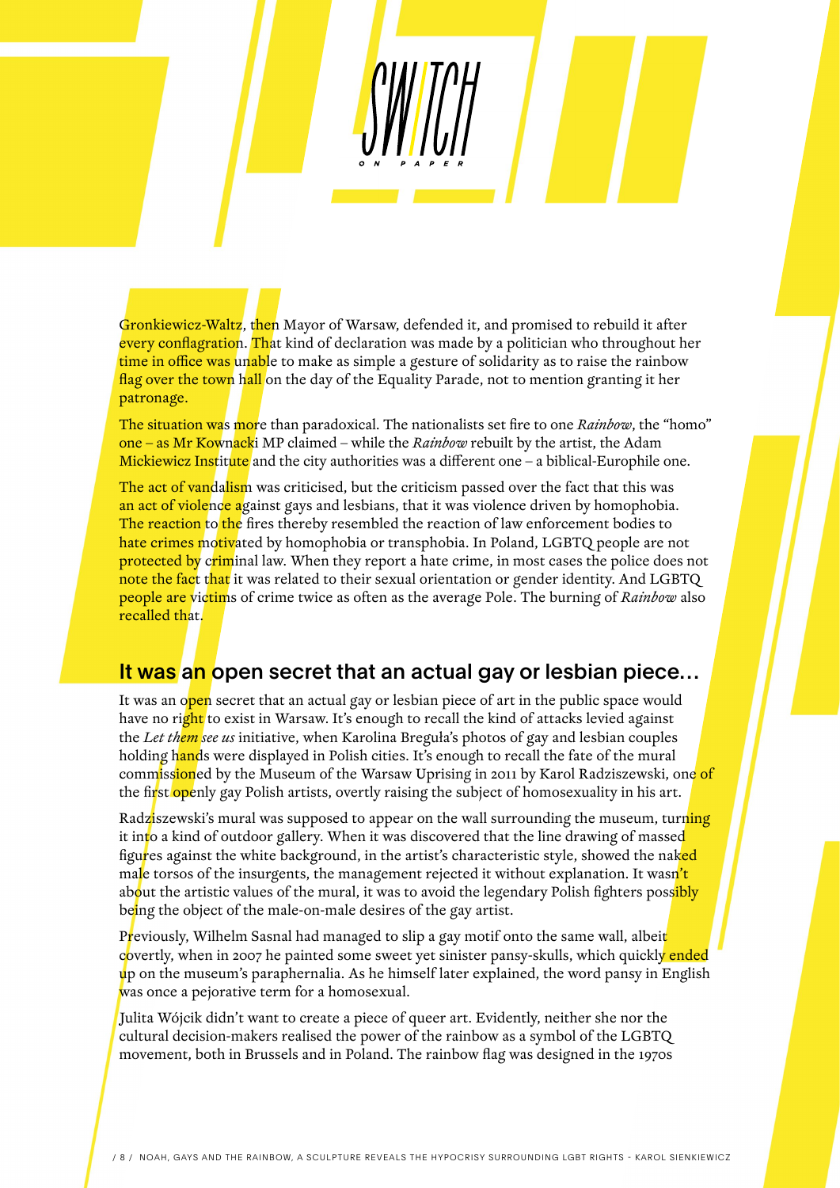Gronkiewicz-Waltz, then Mayor of Warsaw, defended it, and promised to rebuild it after every conflagration. That kind of declaration was made by a politician who throughout her time in office was unable to make as simple a gesture of solidarity as to raise the rainbow flag over the town hall on the day of the Equality Parade, not to mention granting it her patronage.

The situation was more than paradoxical. The nationalists set fire to one *Rainbow*, the "homo" one – as Mr Kownacki MP claimed – while the *Rainbow* rebuilt by the artist, the Adam Mickiewicz Institute and the city authorities was a different one – a biblical-Europhile one.

The act of vandalism was criticised, but the criticism passed over the fact that this was an act of violence against gays and lesbians, that it was violence driven by homophobia. The reaction to the fires thereby resembled the reaction of law enforcement bodies to hate crimes motivated by homophobia or transphobia. In Poland, LGBTQ people are not protected by criminal law. When they report a hate crime, in most cases the police does not note the fact that it was related to their sexual orientation or gender identity. And LGBTQ people are victims of crime twice as often as the average Pole. The burning of *Rainbow* also recalled that.

## It was an open secret that an actual gay or lesbian piece…

It was an open secret that an actual gay or lesbian piece of art in the public space would have no right to exist in Warsaw. It's enough to recall the kind of attacks levied against the *Let them see us* initiative, when Karolina Breguła's photos of gay and lesbian couples holding hands were displayed in Polish cities. It's enough to recall the fate of the mural commissioned by the Museum of the Warsaw Uprising in 2011 by Karol Radziszewski, one of the first openly gay Polish artists, overtly raising the subject of homosexuality in his art.

Radziszewski's mural was supposed to appear on the wall surrounding the museum, turning it into a kind of outdoor gallery. When it was discovered that the line drawing of massed figures against the white background, in the artist's characteristic style, showed the naked male torsos of the insurgents, the management rejected it without explanation. It wasn't about the artistic values of the mural, it was to avoid the legendary Polish fighters possibly being the object of the male-on-male desires of the gay artist.

Previously, Wilhelm Sasnal had managed to slip a gay motif onto the same wall, albeit covertly, when in 2007 he painted some sweet yet sinister pansy-skulls, which quickly ended up on the museum's paraphernalia. As he himself later explained, the word pansy in English was once a pejorative term for a homosexual.

Julita Wójcik didn't want to create a piece of queer art. Evidently, neither she nor the cultural decision-makers realised the power of the rainbow as a symbol of the LGBTQ movement, both in Brussels and in Poland. The rainbow flag was designed in the 1970s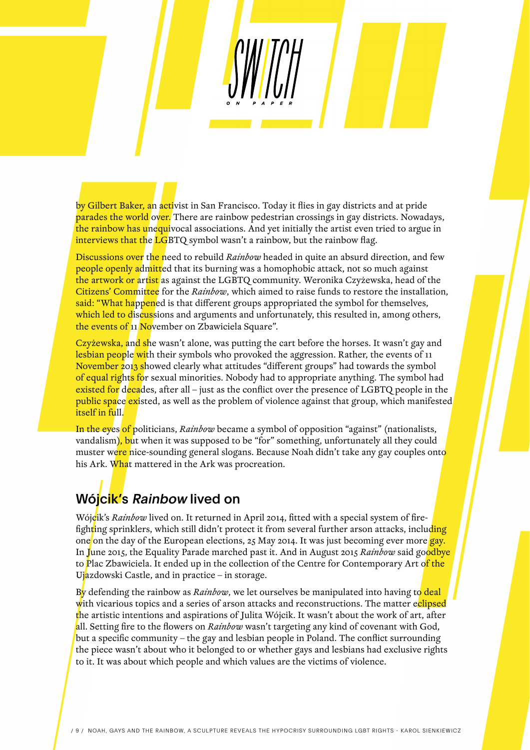by Gilbert Baker, an activist in San Francisco. Today it flies in gay districts and at pride parades the world over. There are rainbow pedestrian crossings in gay districts. Nowadays, the rainbow has unequivocal associations. And yet initially the artist even tried to argue in interviews that the LGBTQ symbol wasn't a rainbow, but the rainbow flag.

Discussions over the need to rebuild *Rainbow* headed in quite an absurd direction, and few people openly admitted that its burning was a homophobic attack, not so much against the artwork or artist as against the LGBTQ community. Weronika Czyżewska, head of the Citizens' Committee for the *Rainbow*, which aimed to raise funds to restore the installation, said: "What happened is that different groups appropriated the symbol for themselves, which led to discussions and arguments and unfortunately, this resulted in, among others, the events of 11 November on Zbawiciela Square".

Czyżewska, and she wasn't alone, was putting the cart before the horses. It wasn't gay and lesbian people with their symbols who provoked the aggression. Rather, the events of 11 November 2013 showed clearly what attitudes "different groups" had towards the symbol of equal rights for sexual minorities. Nobody had to appropriate anything. The symbol had existed for decades, after all – just as the conflict over the presence of LGBTQ people in the public space existed, as well as the problem of violence against that group, which manifested itself in full.

In the eyes of politicians, *Rainbow* became a symbol of opposition "against" (nationalists, vandalism), but when it was supposed to be "for" something, unfortunately all they could muster were nice-sounding general slogans. Because Noah didn't take any gay couples onto his Ark. What mattered in the Ark was procreation.

## Wójcik's *Rainbow* lived on

Wójcik's *Rainbow* lived on. It returned in April 2014, fitted with a special system of fire-fighting sprinklers, which still didn't protect it from several further arson attacks, including one on the day of the European elections, 25 May 2014. It was just becoming ever more gay. In June 2015, the Equality Parade marched past it. And in August 2015 *Rainbow* said goodbye to Plac Zbawiciela. It ended up in the collection of the Centre for Contemporary Art of the Ujazdowski Castle, and in practice – in storage.

By defending the rainbow as *Rainbow*, we let ourselves be manipulated into having to deal with vicarious topics and a series of arson attacks and reconstructions. The matter eclipsed the artistic intentions and aspirations of Julita Wójcik. It wasn't about the work of art, after all. Setting fire to the flowers on *Rainbow* wasn't targeting any kind of covenant with God, but a specific community – the gay and lesbian people in Poland. The conflict surrounding the piece wasn't about who it belonged to or whether gays and lesbians had exclusive rights to it. It was about which people and which values are the victims of violence.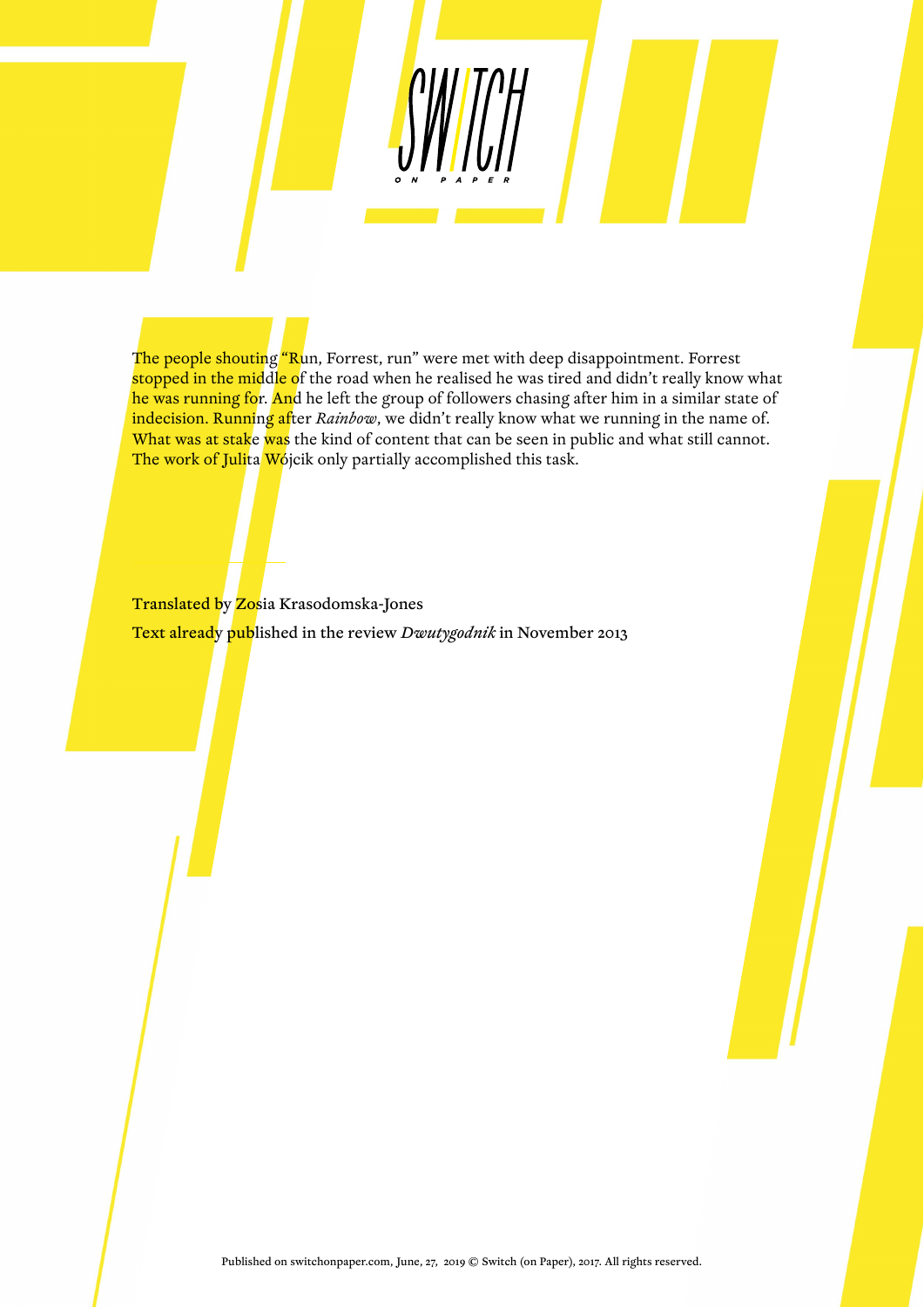The people shouting “Run, Forrest, run” were met with deep disappointment. Forrest stopped in the middle of the road when he realised he was tired and didn’t really know what he was running for. And he left the group of followers chasing after him in a similar state of indecision. Running after *Rainbow*, we didn’t really know what we running in the name of. What was at stake was the kind of content that can be seen in public and what still cannot. The work of Julita Wójcik only partially accomplished this task.

---

Translated by Zosia Krasodomska-Jones

Text already published in the review *Dwutygodnik* in November 2013

Published on switchonpaper.com, June, 27, 2019 © Switch (on Paper), 2017. All rights reserved.